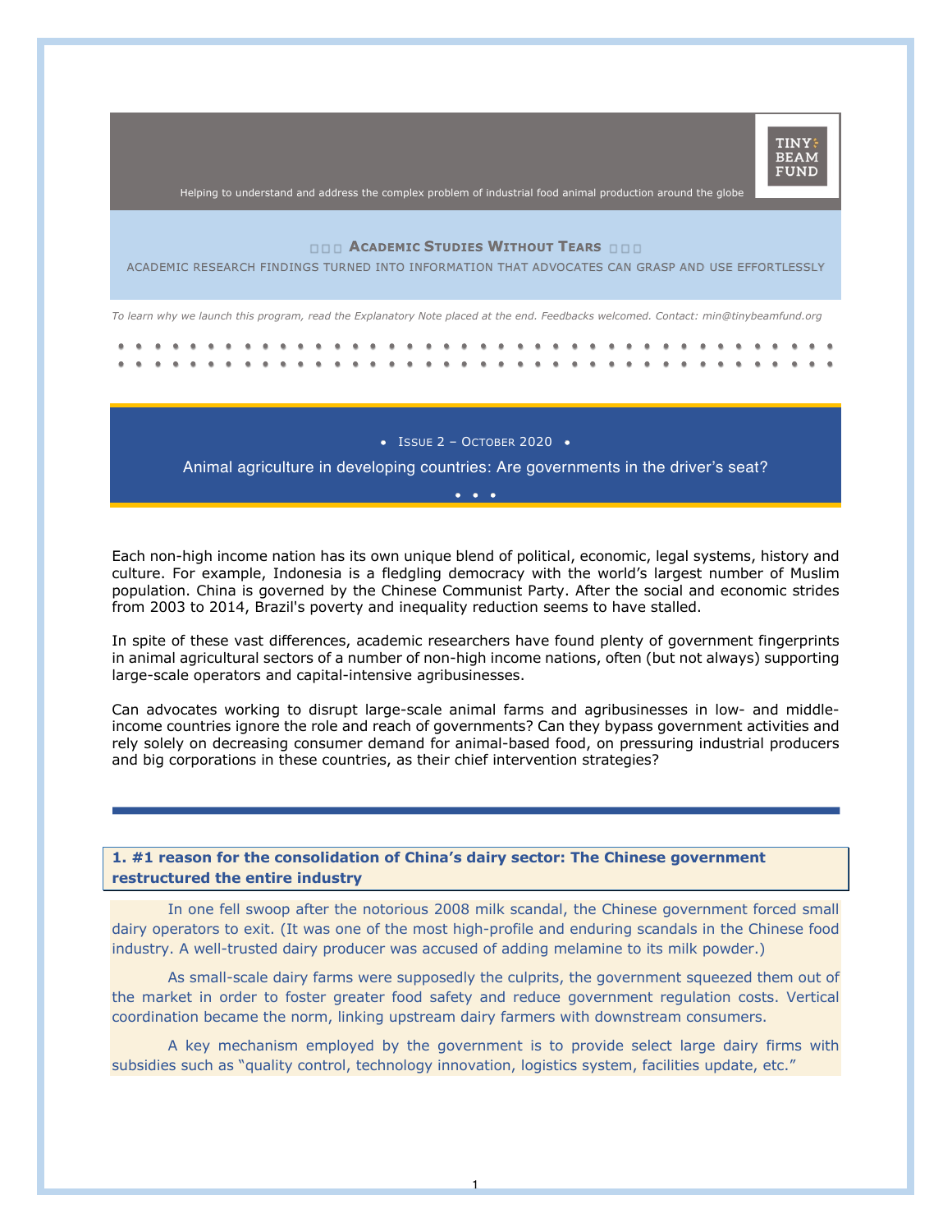TINY BEAM FUND

Helping to understand and address the complex problem of industrial food animal production around the globe

**□□□ ACADEMIC STUDIES WITHOUT TEARS □□□**

ACADEMIC RESEARCH FINDINGS TURNED INTO INFORMATION THAT ADVOCATES CAN GRASP AND USE EFFORTLESSLY

*To learn why we launch this program, read the Explanatory Note placed at the end. Feedbacks welcomed. Contact: min@tinybeamfund.org*

• ISSUE 2 – OCTOBER 2020 •

## Animal agriculture in developing countries: Are governments in the driver's seat?

Each non-high income nation has its own unique blend of political, economic, legal systems, history and culture. For example, Indonesia is a fledgling democracy with the world's largest number of Muslim population. China is governed by the Chinese Communist Party. After the social and economic strides from 2003 to 2014, Brazil's poverty and inequality reduction seems to have stalled.

In spite of these vast differences, academic researchers have found plenty of government fingerprints in animal agricultural sectors of a number of non-high income nations, often (but not always) supporting large-scale operators and capital-intensive agribusinesses.

Can advocates working to disrupt large-scale animal farms and agribusinesses in low- and middle-income countries ignore the role and reach of governments? Can they bypass government activities and rely solely on decreasing consumer demand for animal-based food, on pressuring industrial producers and big corporations in these countries, as their chief intervention strategies?

### 1. #1 reason for the consolidation of China's dairy sector: The Chinese government restructured the entire industry

In one fell swoop after the notorious 2008 milk scandal, the Chinese government forced small dairy operators to exit. (It was one of the most high-profile and enduring scandals in the Chinese food industry. A well-trusted dairy producer was accused of adding melamine to its milk powder.)

As small-scale dairy farms were supposedly the culprits, the government squeezed them out of the market in order to foster greater food safety and reduce government regulation costs. Vertical coordination became the norm, linking upstream dairy farmers with downstream consumers.

A key mechanism employed by the government is to provide select large dairy firms with subsidies such as "quality control, technology innovation, logistics system, facilities update, etc."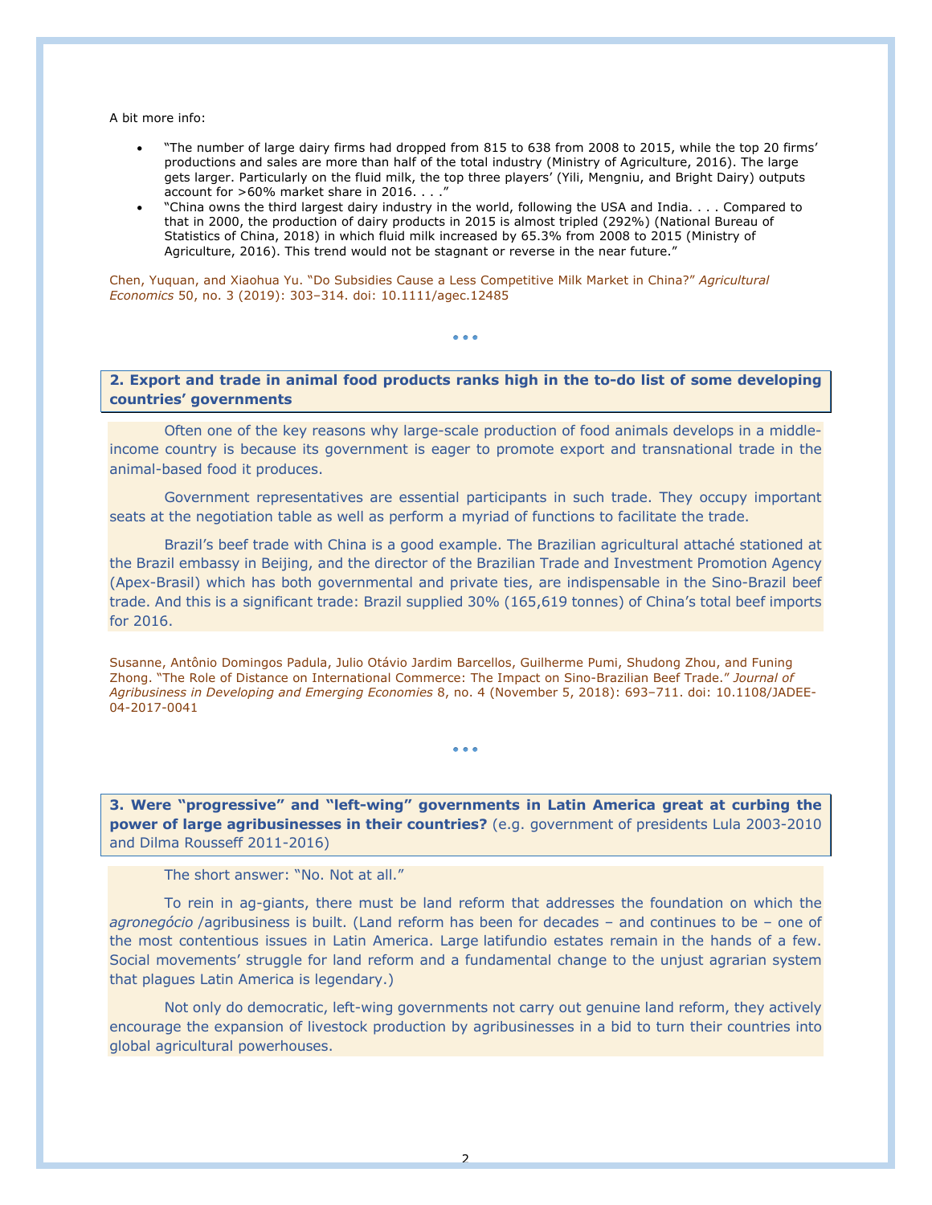A bit more info:

- "The number of large dairy firms had dropped from 815 to 638 from 2008 to 2015, while the top 20 firms' productions and sales are more than half of the total industry (Ministry of Agriculture, 2016). The large gets larger. Particularly on the fluid milk, the top three players' (Yili, Mengniu, and Bright Dairy) outputs account for >60% market share in 2016. . . ."
- "China owns the third largest dairy industry in the world, following the USA and India. . . . Compared to that in 2000, the production of dairy products in 2015 is almost tripled (292%) (National Bureau of Statistics of China, 2018) in which fluid milk increased by 65.3% from 2008 to 2015 (Ministry of Agriculture, 2016). This trend would not be stagnant or reverse in the near future."

Chen, Yuquan, and Xiaohua Yu. "Do Subsidies Cause a Less Competitive Milk Market in China?" *Agricultural Economics* 50, no. 3 (2019): 303–314. doi: 10.1111/agec.12485

• • •

## 2. Export and trade in animal food products ranks high in the to-do list of some developing countries' governments

Often one of the key reasons why large-scale production of food animals develops in a middle-income country is because its government is eager to promote export and transnational trade in the animal-based food it produces.

Government representatives are essential participants in such trade. They occupy important seats at the negotiation table as well as perform a myriad of functions to facilitate the trade.

Brazil's beef trade with China is a good example. The Brazilian agricultural attaché stationed at the Brazil embassy in Beijing, and the director of the Brazilian Trade and Investment Promotion Agency (Apex-Brasil) which has both governmental and private ties, are indispensable in the Sino-Brazil beef trade. And this is a significant trade: Brazil supplied 30% (165,619 tonnes) of China's total beef imports for 2016.

Susanne, Antônio Domingos Padula, Julio Otávio Jardim Barcellos, Guilherme Pumi, Shudong Zhou, and Funing Zhong. "The Role of Distance on International Commerce: The Impact on Sino-Brazilian Beef Trade." *Journal of Agribusiness in Developing and Emerging Economies* 8, no. 4 (November 5, 2018): 693–711. doi: 10.1108/JADEE-04-2017-0041

• • •

## 3. Were "progressive" and "left-wing" governments in Latin America great at curbing the power of large agribusinesses in their countries? (e.g. government of presidents Lula 2003-2010 and Dilma Rousseff 2011-2016)

The short answer: "No. Not at all."

To rein in ag-giants, there must be land reform that addresses the foundation on which the *agronegócio* /agribusiness is built. (Land reform has been for decades – and continues to be – one of the most contentious issues in Latin America. Large latifundio estates remain in the hands of a few. Social movements' struggle for land reform and a fundamental change to the unjust agrarian system that plagues Latin America is legendary.)

Not only do democratic, left-wing governments not carry out genuine land reform, they actively encourage the expansion of livestock production by agribusinesses in a bid to turn their countries into global agricultural powerhouses.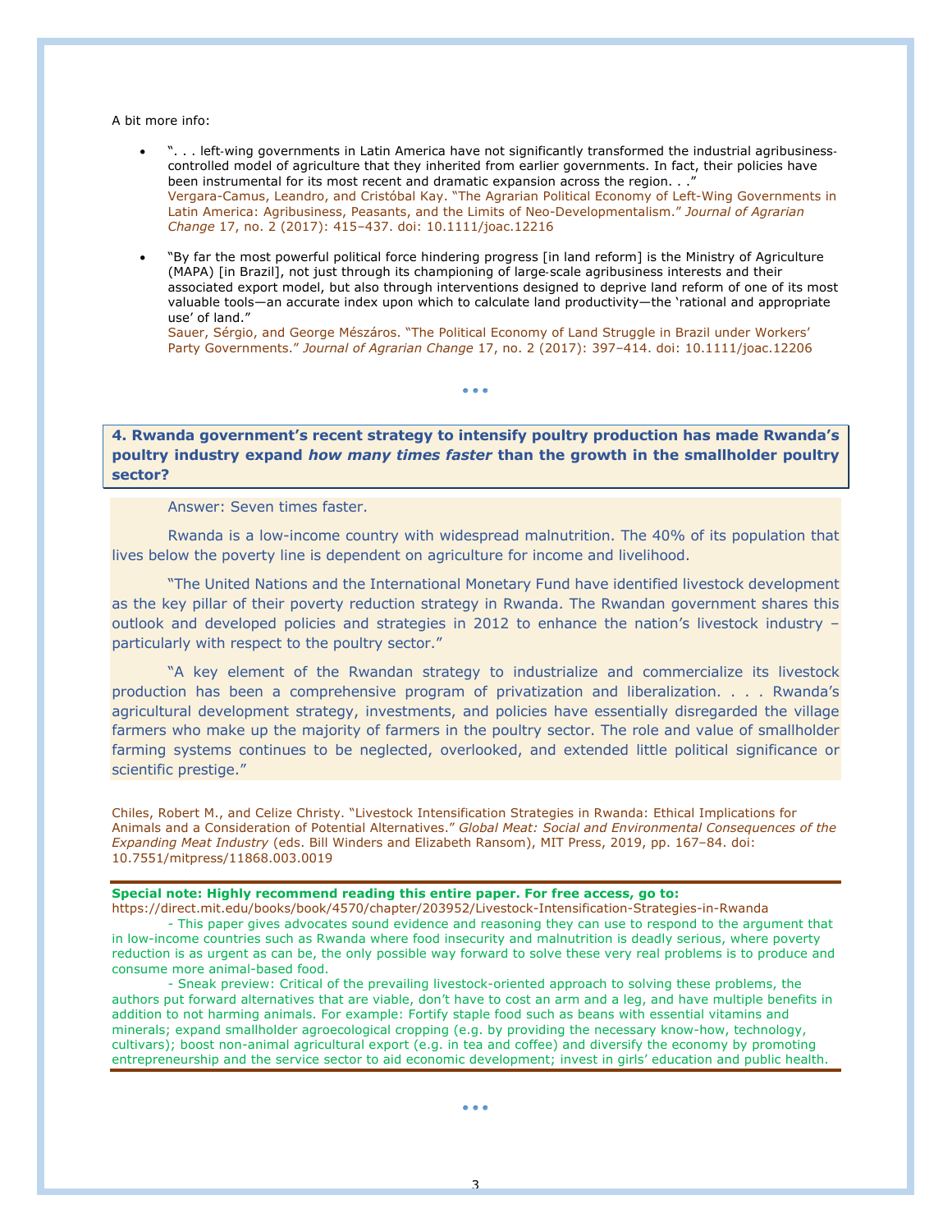A bit more info:

- "... left-wing governments in Latin America have not significantly transformed the industrial agribusiness-controlled model of agriculture that they inherited from earlier governments. In fact, their policies have been instrumental for its most recent and dramatic expansion across the region. . ."
  Vergara-Camus, Leandro, and Cristóbal Kay. "The Agrarian Political Economy of Left-Wing Governments in Latin America: Agribusiness, Peasants, and the Limits of Neo-Developmentalism." *Journal of Agrarian Change* 17, no. 2 (2017): 415–437. doi: 10.1111/joac.12216

- "By far the most powerful political force hindering progress [in land reform] is the Ministry of Agriculture (MAPA) [in Brazil], not just through its championing of large-scale agribusiness interests and their associated export model, but also through interventions designed to deprive land reform of one of its most valuable tools—an accurate index upon which to calculate land productivity—the 'rational and appropriate use' of land."
  Sauer, Sérgio, and George Mészáros. "The Political Economy of Land Struggle in Brazil under Workers' Party Governments." *Journal of Agrarian Change* 17, no. 2 (2017): 397–414. doi: 10.1111/joac.12206

• • •

**4. Rwanda government's recent strategy to intensify poultry production has made Rwanda's poultry industry expand *how many times faster* than the growth in the smallholder poultry sector?**

Answer: Seven times faster.

Rwanda is a low-income country with widespread malnutrition. The 40% of its population that lives below the poverty line is dependent on agriculture for income and livelihood.

"The United Nations and the International Monetary Fund have identified livestock development as the key pillar of their poverty reduction strategy in Rwanda. The Rwandan government shares this outlook and developed policies and strategies in 2012 to enhance the nation's livestock industry – particularly with respect to the poultry sector."

"A key element of the Rwandan strategy to industrialize and commercialize its livestock production has been a comprehensive program of privatization and liberalization. . . . Rwanda's agricultural development strategy, investments, and policies have essentially disregarded the village farmers who make up the majority of farmers in the poultry sector. The role and value of smallholder farming systems continues to be neglected, overlooked, and extended little political significance or scientific prestige."

Chiles, Robert M., and Celize Christy. "Livestock Intensification Strategies in Rwanda: Ethical Implications for Animals and a Consideration of Potential Alternatives." *Global Meat: Social and Environmental Consequences of the Expanding Meat Industry* (eds. Bill Winders and Elizabeth Ransom), MIT Press, 2019, pp. 167–84. doi: 10.7551/mitpress/11868.003.0019

**Special note: Highly recommend reading this entire paper. For free access, go to:**
https://direct.mit.edu/books/book/4570/chapter/203952/Livestock-Intensification-Strategies-in-Rwanda

- This paper gives advocates sound evidence and reasoning they can use to respond to the argument that in low-income countries such as Rwanda where food insecurity and malnutrition is deadly serious, where poverty reduction is as urgent as can be, the only possible way forward to solve these very real problems is to produce and consume more animal-based food.

- Sneak preview: Critical of the prevailing livestock-oriented approach to solving these problems, the authors put forward alternatives that are viable, don't have to cost an arm and a leg, and have multiple benefits in addition to not harming animals. For example: Fortify staple food such as beans with essential vitamins and minerals; expand smallholder agroecological cropping (e.g. by providing the necessary know-how, technology, cultivars); boost non-animal agricultural export (e.g. in tea and coffee) and diversify the economy by promoting entrepreneurship and the service sector to aid economic development; invest in girls' education and public health.

• • •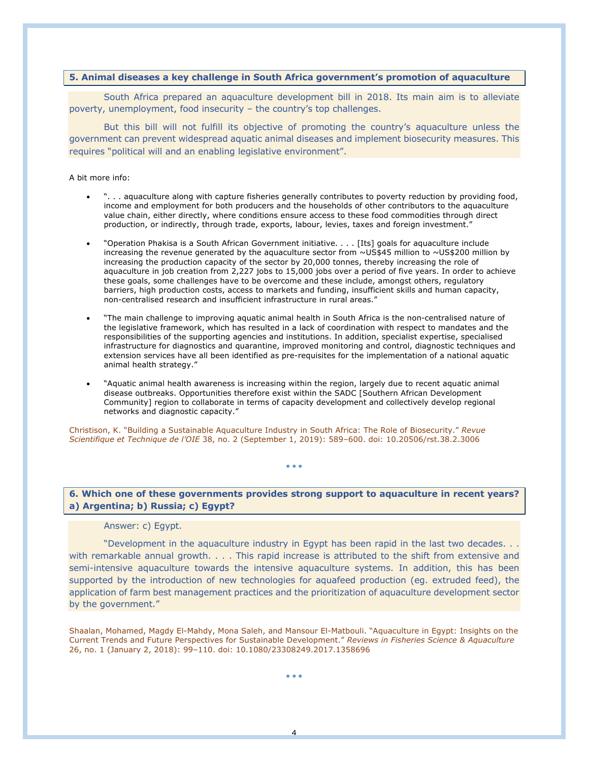## 5. Animal diseases a key challenge in South Africa government's promotion of aquaculture

South Africa prepared an aquaculture development bill in 2018. Its main aim is to alleviate poverty, unemployment, food insecurity – the country's top challenges.

But this bill will not fulfill its objective of promoting the country's aquaculture unless the government can prevent widespread aquatic animal diseases and implement biosecurity measures. This requires "political will and an enabling legislative environment".

A bit more info:

- ". . . aquaculture along with capture fisheries generally contributes to poverty reduction by providing food, income and employment for both producers and the households of other contributors to the aquaculture value chain, either directly, where conditions ensure access to these food commodities through direct production, or indirectly, through trade, exports, labour, levies, taxes and foreign investment."
- "Operation Phakisa is a South African Government initiative. . . . [Its] goals for aquaculture include increasing the revenue generated by the aquaculture sector from ~US$45 million to ~US$200 million by increasing the production capacity of the sector by 20,000 tonnes, thereby increasing the role of aquaculture in job creation from 2,227 jobs to 15,000 jobs over a period of five years. In order to achieve these goals, some challenges have to be overcome and these include, amongst others, regulatory barriers, high production costs, access to markets and funding, insufficient skills and human capacity, non-centralised research and insufficient infrastructure in rural areas."
- "The main challenge to improving aquatic animal health in South Africa is the non-centralised nature of the legislative framework, which has resulted in a lack of coordination with respect to mandates and the responsibilities of the supporting agencies and institutions. In addition, specialist expertise, specialised infrastructure for diagnostics and quarantine, improved monitoring and control, diagnostic techniques and extension services have all been identified as pre-requisites for the implementation of a national aquatic animal health strategy."
- "Aquatic animal health awareness is increasing within the region, largely due to recent aquatic animal disease outbreaks. Opportunities therefore exist within the SADC [Southern African Development Community] region to collaborate in terms of capacity development and collectively develop regional networks and diagnostic capacity."

Christison, K. "Building a Sustainable Aquaculture Industry in South Africa: The Role of Biosecurity." *Revue Scientifique et Technique de l'OIE* 38, no. 2 (September 1, 2019): 589–600. doi: 10.20506/rst.38.2.3006

• • •

## 6. Which one of these governments provides strong support to aquaculture in recent years? a) Argentina; b) Russia; c) Egypt?

Answer: c) Egypt.

"Development in the aquaculture industry in Egypt has been rapid in the last two decades. . . with remarkable annual growth. . . . This rapid increase is attributed to the shift from extensive and semi-intensive aquaculture towards the intensive aquaculture systems. In addition, this has been supported by the introduction of new technologies for aquafeed production (eg. extruded feed), the application of farm best management practices and the prioritization of aquaculture development sector by the government."

Shaalan, Mohamed, Magdy El-Mahdy, Mona Saleh, and Mansour El-Matbouli. "Aquaculture in Egypt: Insights on the Current Trends and Future Perspectives for Sustainable Development." *Reviews in Fisheries Science & Aquaculture* 26, no. 1 (January 2, 2018): 99–110. doi: 10.1080/23308249.2017.1358696

• • •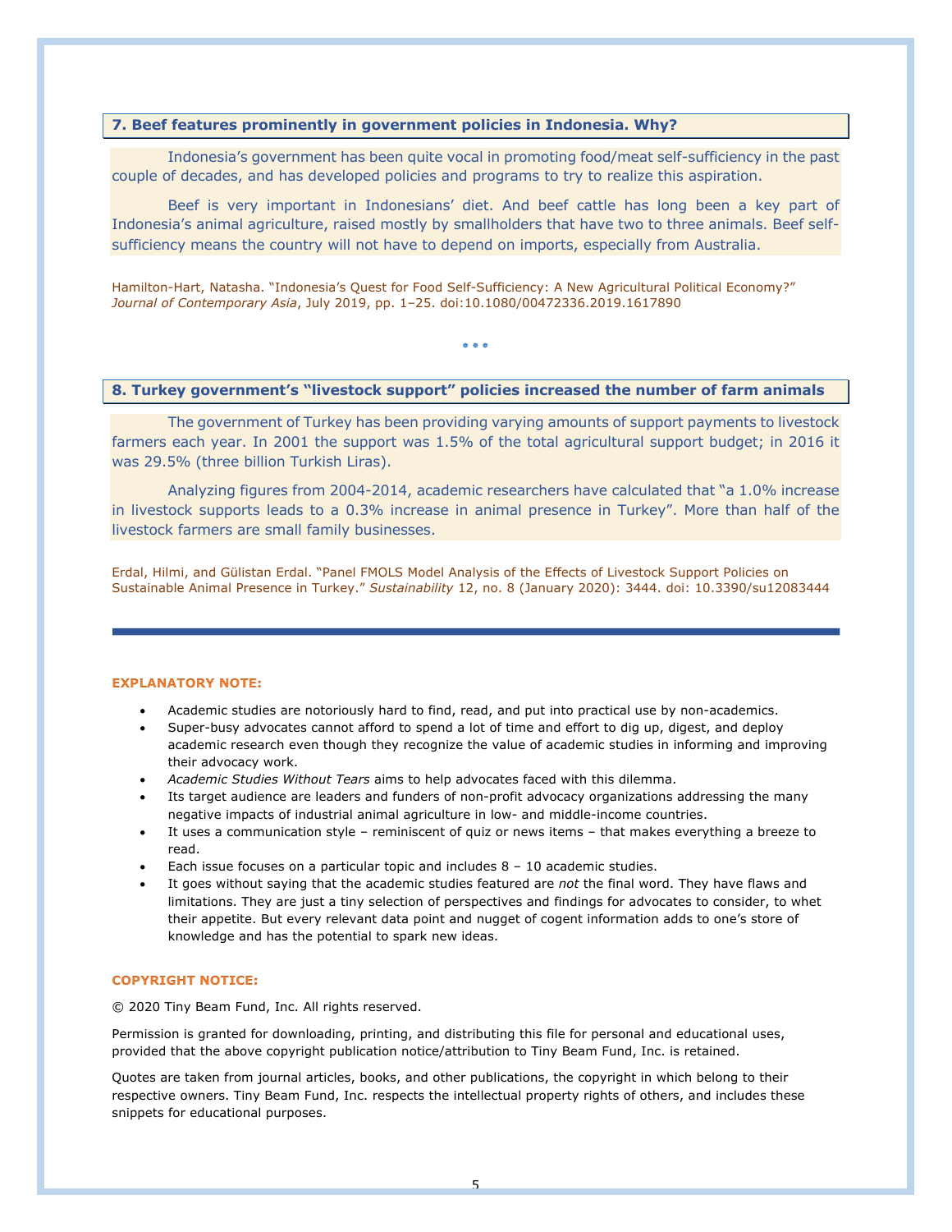### 7. Beef features prominently in government policies in Indonesia. Why?

Indonesia's government has been quite vocal in promoting food/meat self-sufficiency in the past couple of decades, and has developed policies and programs to try to realize this aspiration.

Beef is very important in Indonesians' diet. And beef cattle has long been a key part of Indonesia's animal agriculture, raised mostly by smallholders that have two to three animals. Beef self-sufficiency means the country will not have to depend on imports, especially from Australia.

Hamilton-Hart, Natasha. "Indonesia's Quest for Food Self-Sufficiency: A New Agricultural Political Economy?" *Journal of Contemporary Asia*, July 2019, pp. 1–25. doi:10.1080/00472336.2019.1617890

• • •

### 8. Turkey government's "livestock support" policies increased the number of farm animals

The government of Turkey has been providing varying amounts of support payments to livestock farmers each year. In 2001 the support was 1.5% of the total agricultural support budget; in 2016 it was 29.5% (three billion Turkish Liras).

Analyzing figures from 2004-2014, academic researchers have calculated that "a 1.0% increase in livestock supports leads to a 0.3% increase in animal presence in Turkey". More than half of the livestock farmers are small family businesses.

Erdal, Hilmi, and Gülistan Erdal. "Panel FMOLS Model Analysis of the Effects of Livestock Support Policies on Sustainable Animal Presence in Turkey." *Sustainability* 12, no. 8 (January 2020): 3444. doi: 10.3390/su12083444

---

**EXPLANATORY NOTE:**

- Academic studies are notoriously hard to find, read, and put into practical use by non-academics.
- Super-busy advocates cannot afford to spend a lot of time and effort to dig up, digest, and deploy academic research even though they recognize the value of academic studies in informing and improving their advocacy work.
- *Academic Studies Without Tears* aims to help advocates faced with this dilemma.
- Its target audience are leaders and funders of non-profit advocacy organizations addressing the many negative impacts of industrial animal agriculture in low- and middle-income countries.
- It uses a communication style – reminiscent of quiz or news items – that makes everything a breeze to read.
- Each issue focuses on a particular topic and includes 8 – 10 academic studies.
- It goes without saying that the academic studies featured are *not* the final word. They have flaws and limitations. They are just a tiny selection of perspectives and findings for advocates to consider, to whet their appetite. But every relevant data point and nugget of cogent information adds to one's store of knowledge and has the potential to spark new ideas.

**COPYRIGHT NOTICE:**

© 2020 Tiny Beam Fund, Inc. All rights reserved.

Permission is granted for downloading, printing, and distributing this file for personal and educational uses, provided that the above copyright publication notice/attribution to Tiny Beam Fund, Inc. is retained.

Quotes are taken from journal articles, books, and other publications, the copyright in which belong to their respective owners. Tiny Beam Fund, Inc. respects the intellectual property rights of others, and includes these snippets for educational purposes.